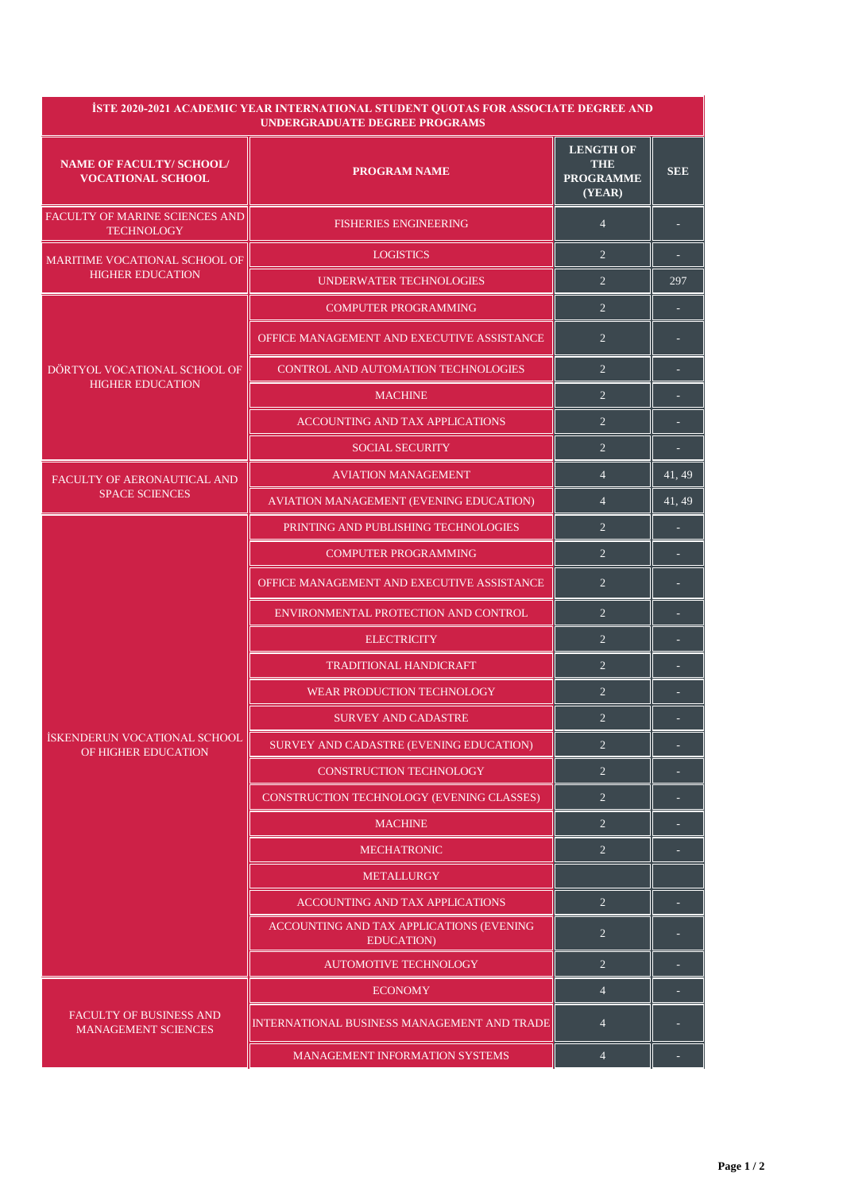| İSTE 2020-2021 ACADEMIC YEAR INTERNATIONAL STUDENT QUOTAS FOR ASSOCIATE DEGREE AND UNDERGRADUATE DEGREE PROGRAMS | | | |
|---|---|---|---|
| **NAME OF FACULTY/ SCHOOL/ VOCATIONAL SCHOOL** | **PROGRAM NAME** | **LENGTH OF THE PROGRAMME (YEAR)** | **SEE** |
| FACULTY OF MARINE SCIENCES AND TECHNOLOGY | FISHERIES ENGINEERING | 4 | - |
| MARITIME VOCATIONAL SCHOOL OF HIGHER EDUCATION | LOGISTICS | 2 | - |
| | UNDERWATER TECHNOLOGIES | 2 | 297 |
| DÖRTYOL VOCATIONAL SCHOOL OF HIGHER EDUCATION | COMPUTER PROGRAMMING | 2 | - |
| | OFFICE MANAGEMENT AND EXECUTIVE ASSISTANCE | 2 | - |
| | CONTROL AND AUTOMATION TECHNOLOGIES | 2 | - |
| | MACHINE | 2 | - |
| | ACCOUNTING AND TAX APPLICATIONS | 2 | - |
| | SOCIAL SECURITY | 2 | - |
| FACULTY OF AERONAUTICAL AND SPACE SCIENCES | AVIATION MANAGEMENT | 4 | 41, 49 |
| | AVIATION MANAGEMENT (EVENING EDUCATION) | 4 | 41, 49 |
| İSKENDERUN VOCATIONAL SCHOOL OF HIGHER EDUCATION | PRINTING AND PUBLISHING TECHNOLOGIES | 2 | - |
| | COMPUTER PROGRAMMING | 2 | - |
| | OFFICE MANAGEMENT AND EXECUTIVE ASSISTANCE | 2 | - |
| | ENVIRONMENTAL PROTECTION AND CONTROL | 2 | - |
| | ELECTRICITY | 2 | - |
| | TRADITIONAL HANDICRAFT | 2 | - |
| | WEAR PRODUCTION TECHNOLOGY | 2 | - |
| | SURVEY AND CADASTRE | 2 | - |
| | SURVEY AND CADASTRE (EVENING EDUCATION) | 2 | - |
| | CONSTRUCTION TECHNOLOGY | 2 | - |
| | CONSTRUCTION TECHNOLOGY (EVENING CLASSES) | 2 | - |
| | MACHINE | 2 | - |
| | MECHATRONIC | 2 | - |
| | METALLURGY | | |
| | ACCOUNTING AND TAX APPLICATIONS | 2 | - |
| | ACCOUNTING AND TAX APPLICATIONS (EVENING EDUCATION) | 2 | - |
| | AUTOMOTIVE TECHNOLOGY | 2 | - |
| FACULTY OF BUSINESS AND MANAGEMENT SCIENCES | ECONOMY | 4 | - |
| | INTERNATIONAL BUSINESS MANAGEMENT AND TRADE | 4 | - |
| | MANAGEMENT INFORMATION SYSTEMS | 4 | - |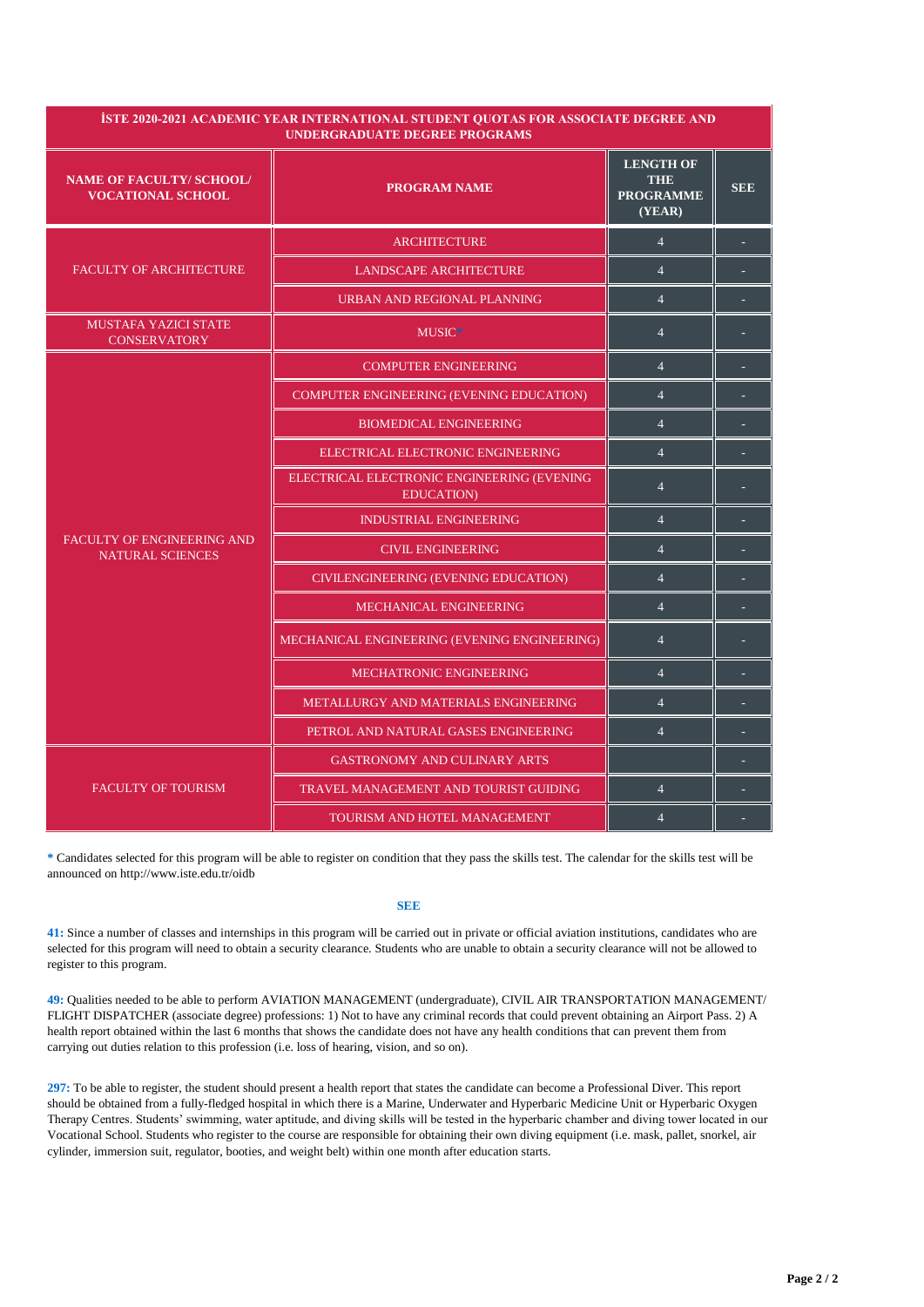| İSTE 2020-2021 ACADEMIC YEAR INTERNATIONAL STUDENT QUOTAS FOR ASSOCIATE DEGREE AND UNDERGRADUATE DEGREE PROGRAMS | | | |
|---|---|---|---|
| **NAME OF FACULTY/ SCHOOL/ VOCATIONAL SCHOOL** | **PROGRAM NAME** | **LENGTH OF THE PROGRAMME (YEAR)** | **SEE** |
| FACULTY OF ARCHITECTURE | ARCHITECTURE | 4 | - |
| | LANDSCAPE ARCHITECTURE | 4 | - |
| | URBAN AND REGIONAL PLANNING | 4 | - |
| MUSTAFA YAZICI STATE CONSERVATORY | MUSIC* | 4 | - |
| FACULTY OF ENGINEERING AND NATURAL SCIENCES | COMPUTER ENGINEERING | 4 | - |
| | COMPUTER ENGINEERING (EVENING EDUCATION) | 4 | - |
| | BIOMEDICAL ENGINEERING | 4 | - |
| | ELECTRICAL ELECTRONIC ENGINEERING | 4 | - |
| | ELECTRICAL ELECTRONIC ENGINEERING (EVENING EDUCATION) | 4 | - |
| | INDUSTRIAL ENGINEERING | 4 | - |
| | CIVIL ENGINEERING | 4 | - |
| | CIVILENGINEERING (EVENING EDUCATION) | 4 | - |
| | MECHANICAL ENGINEERING | 4 | - |
| | MECHANICAL ENGINEERING (EVENING ENGINEERING) | 4 | - |
| | MECHATRONIC ENGINEERING | 4 | - |
| | METALLURGY AND MATERIALS ENGINEERING | 4 | - |
| | PETROL AND NATURAL GASES ENGINEERING | 4 | - |
| FACULTY OF TOURISM | GASTRONOMY AND CULINARY ARTS | | - |
| | TRAVEL MANAGEMENT AND TOURIST GUIDING | 4 | - |
| | TOURISM AND HOTEL MANAGEMENT | 4 | - |

**\*** Candidates selected for this program will be able to register on condition that they pass the skills test. The calendar for the skills test will be announced on http://www.iste.edu.tr/oidb

**SEE**

**41:** Since a number of classes and internships in this program will be carried out in private or official aviation institutions, candidates who are selected for this program will need to obtain a security clearance. Students who are unable to obtain a security clearance will not be allowed to register to this program.

**49:** Qualities needed to be able to perform AVIATION MANAGEMENT (undergraduate), CIVIL AIR TRANSPORTATION MANAGEMENT/ FLIGHT DISPATCHER (associate degree) professions: 1) Not to have any criminal records that could prevent obtaining an Airport Pass. 2) A health report obtained within the last 6 months that shows the candidate does not have any health conditions that can prevent them from carrying out duties relation to this profession (i.e. loss of hearing, vision, and so on).

**297:** To be able to register, the student should present a health report that states the candidate can become a Professional Diver. This report should be obtained from a fully-fledged hospital in which there is a Marine, Underwater and Hyperbaric Medicine Unit or Hyperbaric Oxygen Therapy Centres. Students' swimming, water aptitude, and diving skills will be tested in the hyperbaric chamber and diving tower located in our Vocational School. Students who register to the course are responsible for obtaining their own diving equipment (i.e. mask, pallet, snorkel, air cylinder, immersion suit, regulator, booties, and weight belt) within one month after education starts.